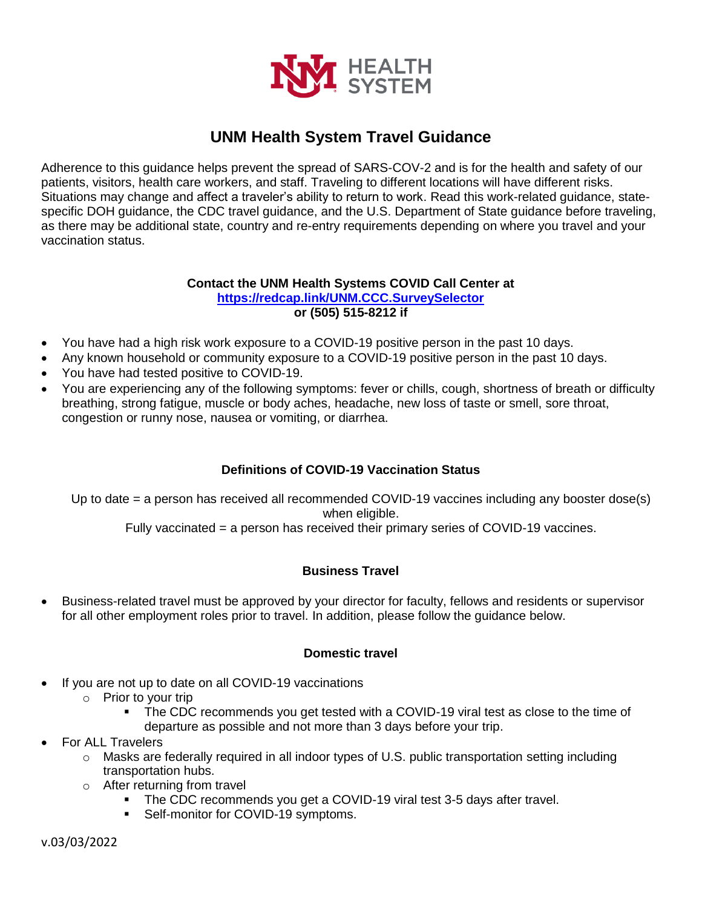UNM HEALTH SYSTEM

# UNM Health System Travel Guidance

Adherence to this guidance helps prevent the spread of SARS-COV-2 and is for the health and safety of our patients, visitors, health care workers, and staff. Traveling to different locations will have different risks. Situations may change and affect a traveler's ability to return to work. Read this work-related guidance, state-specific DOH guidance, the CDC travel guidance, and the U.S. Department of State guidance before traveling, as there may be additional state, country and re-entry requirements depending on where you travel and your vaccination status.

**Contact the UNM Health Systems COVID Call Center at**
**[https://redcap.link/UNM.CCC.SurveySelector](https://redcap.link/UNM.CCC.SurveySelector)**
**or (505) 515-8212 if**

- You have had a high risk work exposure to a COVID-19 positive person in the past 10 days.
- Any known household or community exposure to a COVID-19 positive person in the past 10 days.
- You have had tested positive to COVID-19.
- You are experiencing any of the following symptoms: fever or chills, cough, shortness of breath or difficulty breathing, strong fatigue, muscle or body aches, headache, new loss of taste or smell, sore throat, congestion or runny nose, nausea or vomiting, or diarrhea.

### Definitions of COVID-19 Vaccination Status

Up to date = a person has received all recommended COVID-19 vaccines including any booster dose(s) when eligible.

Fully vaccinated = a person has received their primary series of COVID-19 vaccines.

### Business Travel

- Business-related travel must be approved by your director for faculty, fellows and residents or supervisor for all other employment roles prior to travel. In addition, please follow the guidance below.

### Domestic travel

- If you are not up to date on all COVID-19 vaccinations
  - Prior to your trip
    - The CDC recommends you get tested with a COVID-19 viral test as close to the time of departure as possible and not more than 3 days before your trip.
- For ALL Travelers
  - Masks are federally required in all indoor types of U.S. public transportation setting including transportation hubs.
  - After returning from travel
    - The CDC recommends you get a COVID-19 viral test 3-5 days after travel.
    - Self-monitor for COVID-19 symptoms.

v.03/03/2022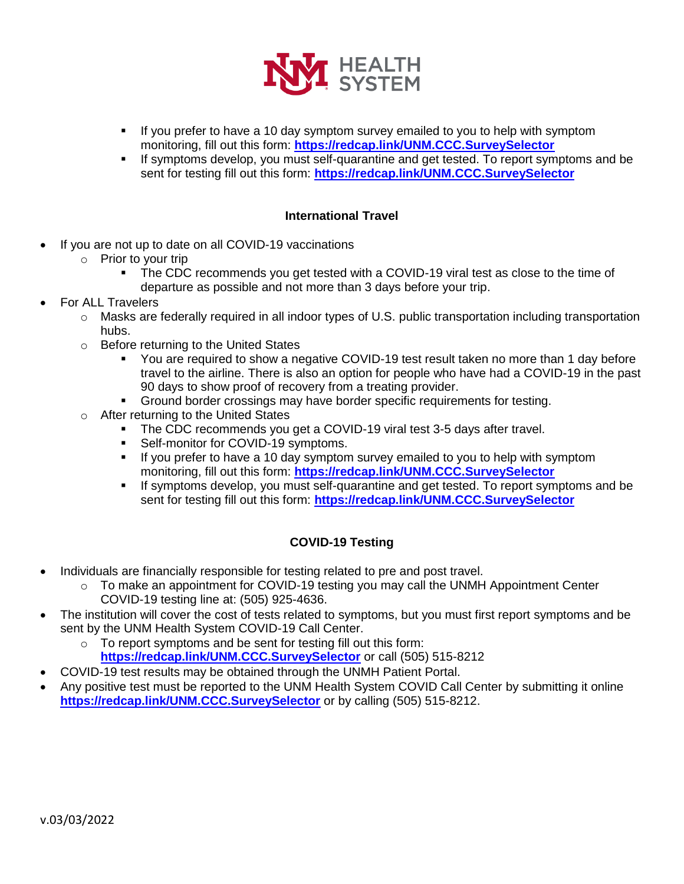- If you prefer to have a 10 day symptom survey emailed to you to help with symptom monitoring, fill out this form: **https://redcap.link/UNM.CCC.SurveySelector**
- If symptoms develop, you must self-quarantine and get tested. To report symptoms and be sent for testing fill out this form: **https://redcap.link/UNM.CCC.SurveySelector**

**International Travel**

- If you are not up to date on all COVID-19 vaccinations
  - Prior to your trip
    - The CDC recommends you get tested with a COVID-19 viral test as close to the time of departure as possible and not more than 3 days before your trip.
- For ALL Travelers
  - Masks are federally required in all indoor types of U.S. public transportation including transportation hubs.
  - Before returning to the United States
    - You are required to show a negative COVID-19 test result taken no more than 1 day before travel to the airline. There is also an option for people who have had a COVID-19 in the past 90 days to show proof of recovery from a treating provider.
    - Ground border crossings may have border specific requirements for testing.
  - After returning to the United States
    - The CDC recommends you get a COVID-19 viral test 3-5 days after travel.
    - Self-monitor for COVID-19 symptoms.
    - If you prefer to have a 10 day symptom survey emailed to you to help with symptom monitoring, fill out this form: **https://redcap.link/UNM.CCC.SurveySelector**
    - If symptoms develop, you must self-quarantine and get tested. To report symptoms and be sent for testing fill out this form: **https://redcap.link/UNM.CCC.SurveySelector**

**COVID-19 Testing**

- Individuals are financially responsible for testing related to pre and post travel.
  - To make an appointment for COVID-19 testing you may call the UNMH Appointment Center COVID-19 testing line at: (505) 925-4636.
- The institution will cover the cost of tests related to symptoms, but you must first report symptoms and be sent by the UNM Health System COVID-19 Call Center.
  - To report symptoms and be sent for testing fill out this form: **https://redcap.link/UNM.CCC.SurveySelector** or call (505) 515-8212
- COVID-19 test results may be obtained through the UNMH Patient Portal.
- Any positive test must be reported to the UNM Health System COVID Call Center by submitting it online **https://redcap.link/UNM.CCC.SurveySelector** or by calling (505) 515-8212.

v.03/03/2022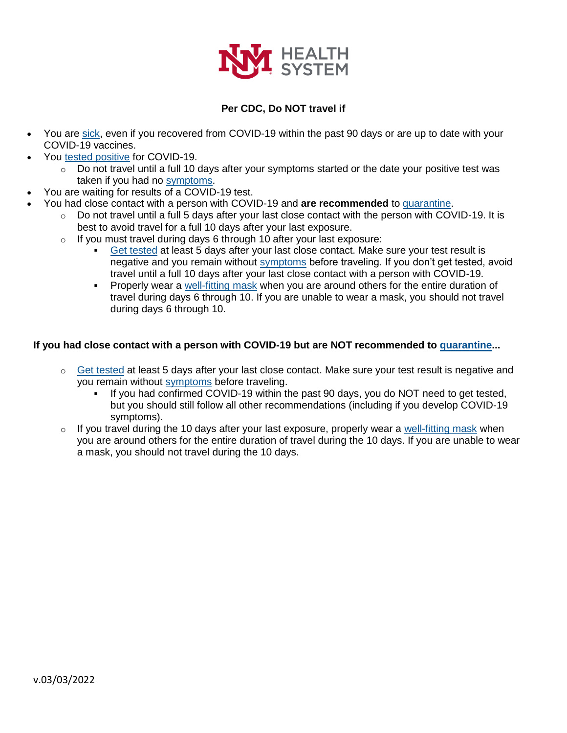**UNM HEALTH SYSTEM**

**Per CDC, Do NOT travel if**

- You are sick, even if you recovered from COVID-19 within the past 90 days or are up to date with your COVID-19 vaccines.
- You tested positive for COVID-19.
    - Do not travel until a full 10 days after your symptoms started or the date your positive test was taken if you had no symptoms.
- You are waiting for results of a COVID-19 test.
- You had close contact with a person with COVID-19 and **are recommended** to quarantine.
    - Do not travel until a full 5 days after your last close contact with the person with COVID-19. It is best to avoid travel for a full 10 days after your last exposure.
    - If you must travel during days 6 through 10 after your last exposure:
        - Get tested at least 5 days after your last close contact. Make sure your test result is negative and you remain without symptoms before traveling. If you don't get tested, avoid travel until a full 10 days after your last close contact with a person with COVID-19.
        - Properly wear a well-fitting mask when you are around others for the entire duration of travel during days 6 through 10. If you are unable to wear a mask, you should not travel during days 6 through 10.

**If you had close contact with a person with COVID-19 but are NOT recommended to quarantine...**

- Get tested at least 5 days after your last close contact. Make sure your test result is negative and you remain without symptoms before traveling.
    - If you had confirmed COVID-19 within the past 90 days, you do NOT need to get tested, but you should still follow all other recommendations (including if you develop COVID-19 symptoms).
- If you travel during the 10 days after your last exposure, properly wear a well-fitting mask when you are around others for the entire duration of travel during the 10 days. If you are unable to wear a mask, you should not travel during the 10 days.

v.03/03/2022